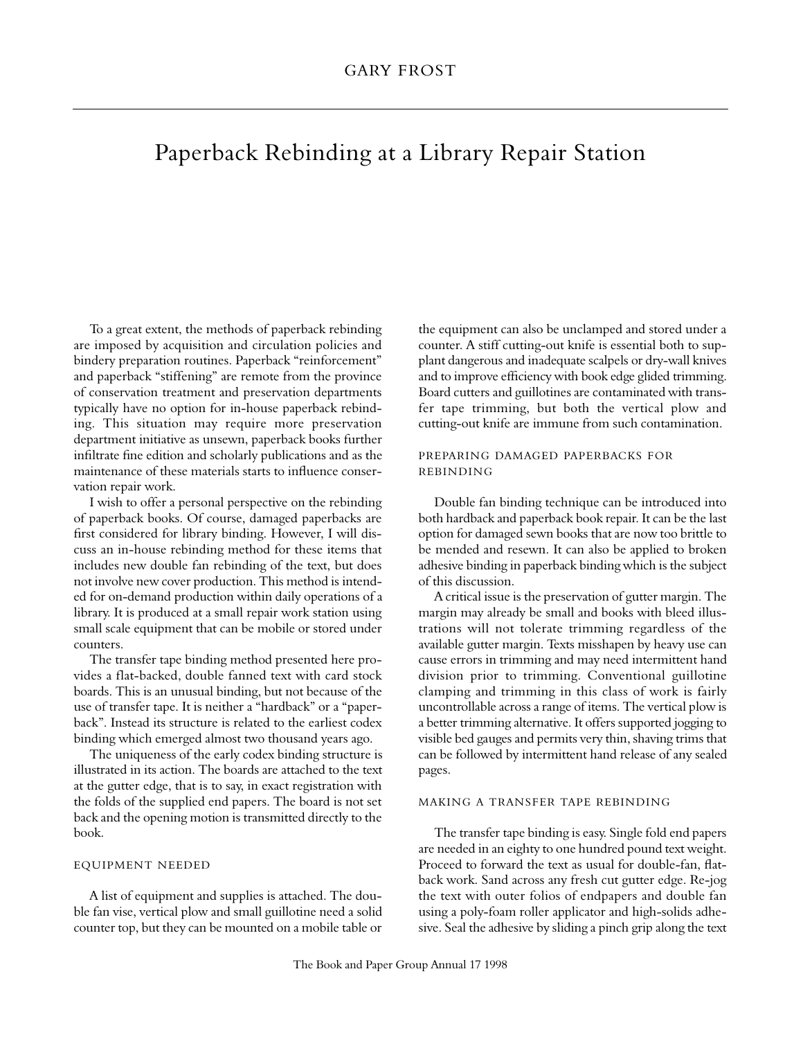GARY FROST

# Paperback Rebinding at a Library Repair Station

To a great extent, the methods of paperback rebinding are imposed by acquisition and circulation policies and bindery preparation routines. Paperback "reinforcement" and paperback "stiffening" are remote from the province of conservation treatment and preservation departments typically have no option for in-house paperback rebinding. This situation may require more preservation department initiative as unsewn, paperback books further infiltrate fine edition and scholarly publications and as the maintenance of these materials starts to influence conservation repair work.

I wish to offer a personal perspective on the rebinding of paperback books. Of course, damaged paperbacks are first considered for library binding. However, I will discuss an in-house rebinding method for these items that includes new double fan rebinding of the text, but does not involve new cover production. This method is intended for on-demand production within daily operations of a library. It is produced at a small repair work station using small scale equipment that can be mobile or stored under counters.

The transfer tape binding method presented here provides a flat-backed, double fanned text with card stock boards. This is an unusual binding, but not because of the use of transfer tape. It is neither a "hardback" or a "paperback". Instead its structure is related to the earliest codex binding which emerged almost two thousand years ago.

The uniqueness of the early codex binding structure is illustrated in its action. The boards are attached to the text at the gutter edge, that is to say, in exact registration with the folds of the supplied end papers. The board is not set back and the opening motion is transmitted directly to the book.

## EQUIPMENT NEEDED

A list of equipment and supplies is attached. The double fan vise, vertical plow and small guillotine need a solid counter top, but they can be mounted on a mobile table or the equipment can also be unclamped and stored under a counter. A stiff cutting-out knife is essential both to supplant dangerous and inadequate scalpels or dry-wall knives and to improve efficiency with book edge glided trimming. Board cutters and guillotines are contaminated with transfer tape trimming, but both the vertical plow and cutting-out knife are immune from such contamination.

## PREPARING DAMAGED PAPERBACKS FOR REBINDING

Double fan binding technique can be introduced into both hardback and paperback book repair. It can be the last option for damaged sewn books that are now too brittle to be mended and resewn. It can also be applied to broken adhesive binding in paperback binding which is the subject of this discussion.

A critical issue is the preservation of gutter margin. The margin may already be small and books with bleed illustrations will not tolerate trimming regardless of the available gutter margin. Texts misshapen by heavy use can cause errors in trimming and may need intermittent hand division prior to trimming. Conventional guillotine clamping and trimming in this class of work is fairly uncontrollable across a range of items. The vertical plow is a better trimming alternative. It offers supported jogging to visible bed gauges and permits very thin, shaving trims that can be followed by intermittent hand release of any sealed pages.

## MAKING A TRANSFER TAPE REBINDING

The transfer tape binding is easy. Single fold end papers are needed in an eighty to one hundred pound text weight. Proceed to forward the text as usual for double-fan, flat-back work. Sand across any fresh cut gutter edge. Re-jog the text with outer folios of endpapers and double fan using a poly-foam roller applicator and high-solids adhesive. Seal the adhesive by sliding a pinch grip along the text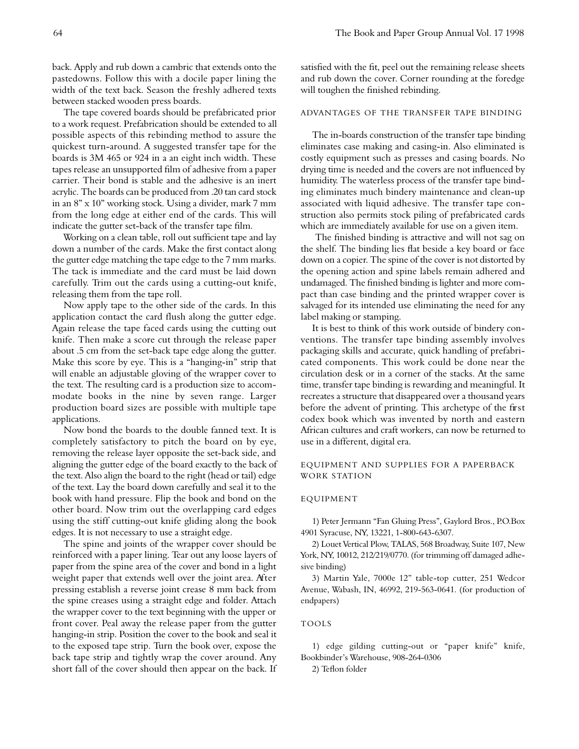back. Apply and rub down a cambric that extends onto the pastedowns. Follow this with a docile paper lining the width of the text back. Season the freshly adhered texts between stacked wooden press boards.

The tape covered boards should be prefabricated prior to a work request. Prefabrication should be extended to all possible aspects of this rebinding method to assure the quickest turn-around. A suggested transfer tape for the boards is 3M 465 or 924 in a an eight inch width. These tapes release an unsupported film of adhesive from a paper carrier. Their bond is stable and the adhesive is an inert acrylic. The boards can be produced from .20 tan card stock in an 8" x 10" working stock. Using a divider, mark 7 mm from the long edge at either end of the cards. This will indicate the gutter set-back of the transfer tape film.

Working on a clean table, roll out sufficient tape and lay down a number of the cards. Make the first contact along the gutter edge matching the tape edge to the 7 mm marks. The tack is immediate and the card must be laid down carefully. Trim out the cards using a cutting-out knife, releasing them from the tape roll.

Now apply tape to the other side of the cards. In this application contact the card flush along the gutter edge. Again release the tape faced cards using the cutting out knife. Then make a score cut through the release paper about .5 cm from the set-back tape edge along the gutter. Make this score by eye. This is a "hanging-in" strip that will enable an adjustable gloving of the wrapper cover to the text. The resulting card is a production size to accommodate books in the nine by seven range. Larger production board sizes are possible with multiple tape applications.

Now bond the boards to the double fanned text. It is completely satisfactory to pitch the board on by eye, removing the release layer opposite the set-back side, and aligning the gutter edge of the board exactly to the back of the text. Also align the board to the right (head or tail) edge of the text. Lay the board down carefully and seal it to the book with hand pressure. Flip the book and bond on the other board. Now trim out the overlapping card edges using the stiff cutting-out knife gliding along the book edges. It is not necessary to use a straight edge.

The spine and joints of the wrapper cover should be reinforced with a paper lining. Tear out any loose layers of paper from the spine area of the cover and bond in a light weight paper that extends well over the joint area. After pressing establish a reverse joint crease 8 mm back from the spine creases using a straight edge and folder. Attach the wrapper cover to the text beginning with the upper or front cover. Peal away the release paper from the gutter hanging-in strip. Position the cover to the book and seal it to the exposed tape strip. Turn the book over, expose the back tape strip and tightly wrap the cover around. Any short fall of the cover should then appear on the back. If satisfied with the fit, peel out the remaining release sheets and rub down the cover. Corner rounding at the foredge will toughen the finished rebinding.

## ADVANTAGES OF THE TRANSFER TAPE BINDING

The in-boards construction of the transfer tape binding eliminates case making and casing-in. Also eliminated is costly equipment such as presses and casing boards. No drying time is needed and the covers are not influenced by humidity. The waterless process of the transfer tape binding eliminates much bindery maintenance and clean-up associated with liquid adhesive. The transfer tape construction also permits stock piling of prefabricated cards which are immediately available for use on a given item.

The finished binding is attractive and will not sag on the shelf. The binding lies flat beside a key board or face down on a copier. The spine of the cover is not distorted by the opening action and spine labels remain adhered and undamaged. The finished binding is lighter and more compact than case binding and the printed wrapper cover is salvaged for its intended use eliminating the need for any label making or stamping.

It is best to think of this work outside of bindery conventions. The transfer tape binding assembly involves packaging skills and accurate, quick handling of prefabricated components. This work could be done near the circulation desk or in a corner of the stacks. At the same time, transfer tape binding is rewarding and meaningful. It recreates a structure that disappeared over a thousand years before the advent of printing. This archetype of the first codex book which was invented by north and eastern African cultures and craft workers, can now be returned to use in a different, digital era.

## EQUIPMENT AND SUPPLIES FOR A PAPERBACK WORK STATION

### EQUIPMENT

1) Peter Jermann "Fan Gluing Press", Gaylord Bros., P.O.Box 4901 Syracuse, NY, 13221, 1-800-643-6307.

2) Louet Vertical Plow, TALAS, 568 Broadway, Suite 107, New York, NY, 10012, 212/219/0770. (for trimming off damaged adhesive binding)

3) Martin Yale, 7000e 12" table-top cutter, 251 Wedcor Avenue, Wabash, IN, 46992, 219-563-0641. (for production of endpapers)

### TOOLS

1) edge gilding cutting-out or "paper knife" knife, Bookbinder's Warehouse, 908-264-0306

2) Teflon folder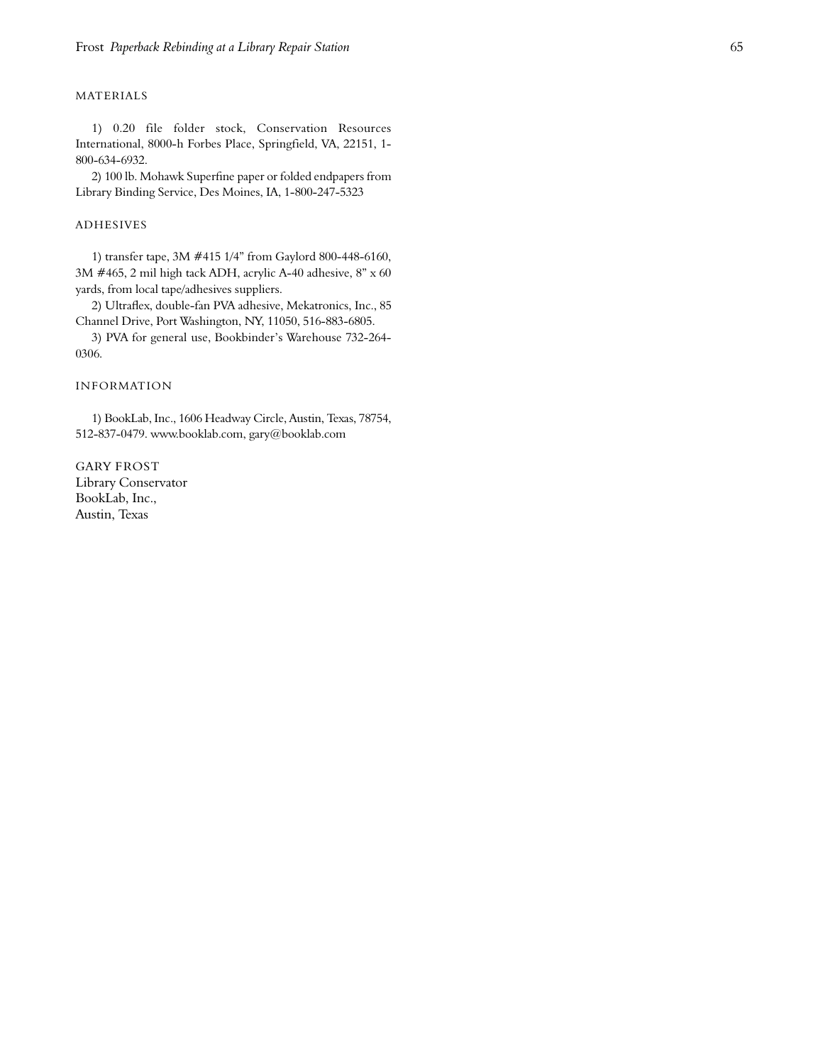## MATERIALS

1) 0.20 file folder stock, Conservation Resources International, 8000-h Forbes Place, Springfield, VA, 22151, 1-800-634-6932.

2) 100 lb. Mohawk Superfine paper or folded endpapers from Library Binding Service, Des Moines, IA, 1-800-247-5323

## ADHESIVES

1) transfer tape, 3M #415 1/4" from Gaylord 800-448-6160, 3M #465, 2 mil high tack ADH, acrylic A-40 adhesive, 8" x 60 yards, from local tape/adhesives suppliers.

2) Ultraflex, double-fan PVA adhesive, Mekatronics, Inc., 85 Channel Drive, Port Washington, NY, 11050, 516-883-6805.

3) PVA for general use, Bookbinder's Warehouse 732-264-0306.

## INFORMATION

1) BookLab, Inc., 1606 Headway Circle, Austin, Texas, 78754, 512-837-0479. www.booklab.com, gary@booklab.com

GARY FROST
Library Conservator
BookLab, Inc.,
Austin, Texas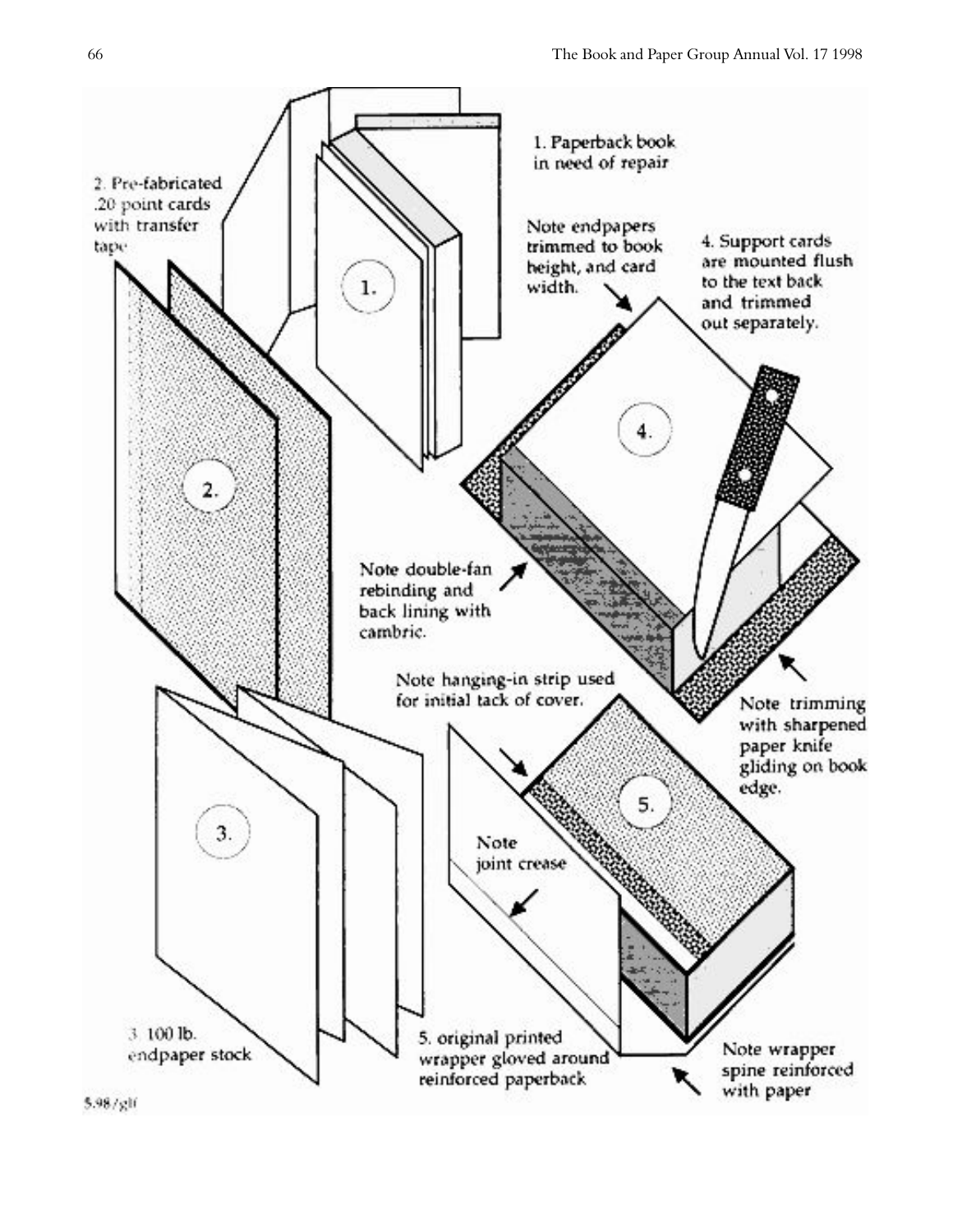1. Paperback book in need of repair

2. Pre-fabricated .20 point cards with transfer tape

3. 100 lb. endpaper stock

Note endpapers trimmed to book height, and card width.

4. Support cards are mounted flush to the text back and trimmed out separately.

Note double-fan rebinding and back lining with cambric.

Note trimming with sharpened paper knife gliding on book edge.

Note hanging-in strip used for initial tack of cover.

Note joint crease

5. original printed wrapper gloved around reinforced paperback

Note wrapper spine reinforced with paper

5.98/glf